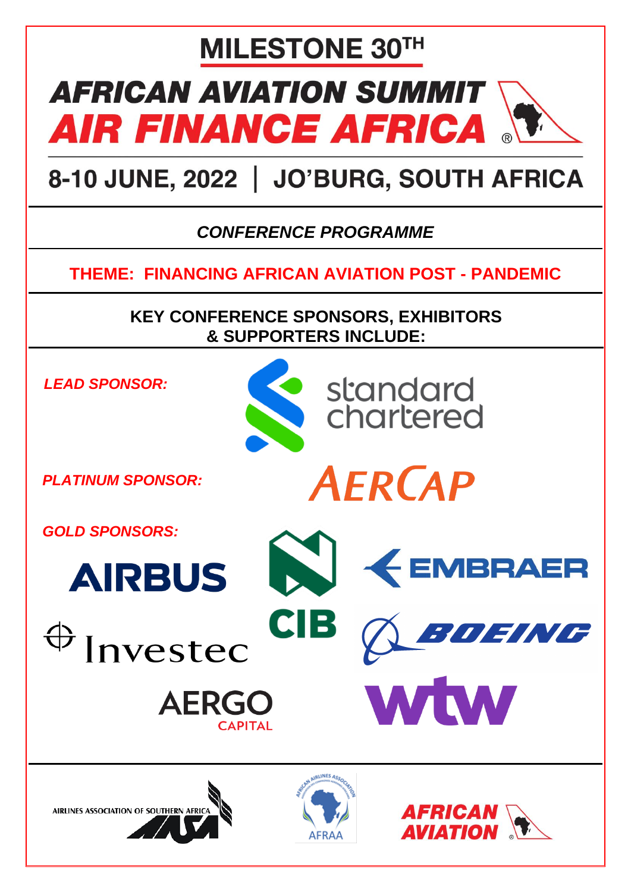# MILESTONE 30TH

# AFRICAN AVIATION SUMMIT
# AIR FINANCE AFRICA

## 8-10 JUNE, 2022 | JO'BURG, SOUTH AFRICA

***CONFERENCE PROGRAMME***

**THEME: FINANCING AFRICAN AVIATION POST - PANDEMIC**

**KEY CONFERENCE SPONSORS, EXHIBITORS & SUPPORTERS INCLUDE:**

***LEAD SPONSOR:***

standard chartered

***PLATINUM SPONSOR:***

AERCAP

***GOLD SPONSORS:***

AIRBUS

CIB

EMBRAER

Investec

BOEING

AERGO CAPITAL

wtw

AIRLINES ASSOCIATION OF SOUTHERN AFRICA

AFRAA

AFRICAN AVIATION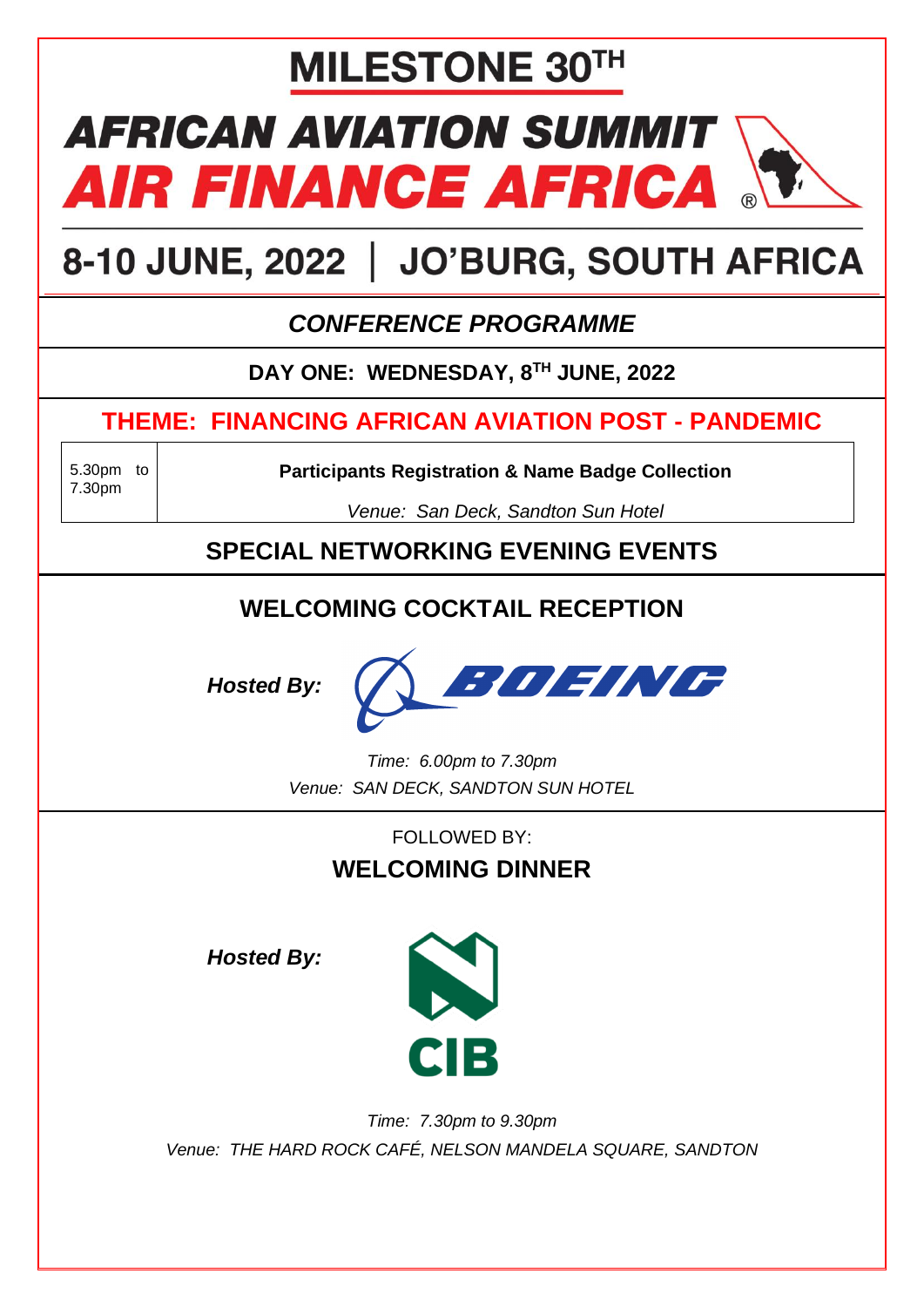# MILESTONE 30TH

# AFRICAN AVIATION SUMMIT
# AIR FINANCE AFRICA ®

## 8-10 JUNE, 2022 | JO'BURG, SOUTH AFRICA

### *CONFERENCE PROGRAMME*

**DAY ONE: WEDNESDAY, 8TH JUNE, 2022**

## THEME: FINANCING AFRICAN AVIATION POST - PANDEMIC

| | |
|---|---|
| 5.30pm to 7.30pm | **Participants Registration & Name Badge Collection**<br>*Venue: San Deck, Sandton Sun Hotel* |

## SPECIAL NETWORKING EVENING EVENTS

### WELCOMING COCKTAIL RECEPTION

***Hosted By:*** BOEING

*Time: 6.00pm to 7.30pm*
*Venue: SAN DECK, SANDTON SUN HOTEL*

FOLLOWED BY:

### WELCOMING DINNER

***Hosted By:*** CIB

*Time: 7.30pm to 9.30pm*
*Venue: THE HARD ROCK CAFÉ, NELSON MANDELA SQUARE, SANDTON*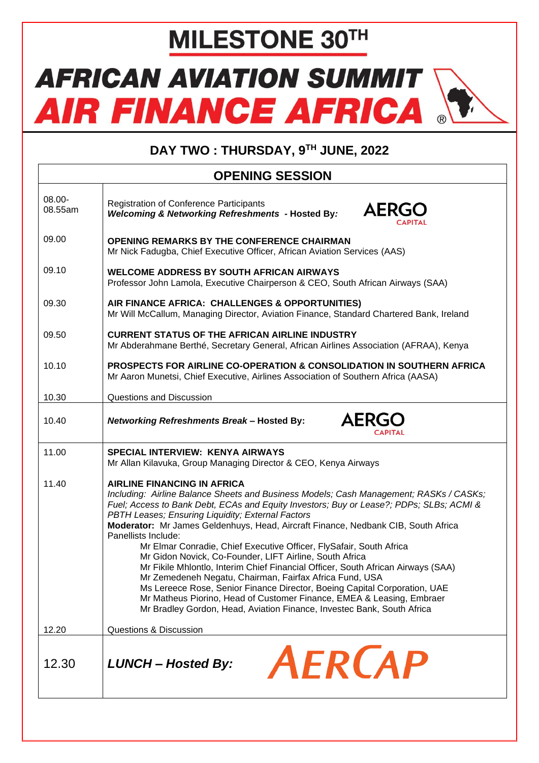# MILESTONE 30TH

# AFRICAN AVIATION SUMMIT
# AIR FINANCE AFRICA ®

## DAY TWO : THURSDAY, 9TH JUNE, 2022

| OPENING SESSION | |
|---|---|
| 08.00-08.55am | Registration of Conference Participants<br>***Welcoming & Networking Refreshments* - Hosted By:** AERGO CAPITAL |
| 09.00 | **OPENING REMARKS BY THE CONFERENCE CHAIRMAN**<br>Mr Nick Fadugba, Chief Executive Officer, African Aviation Services (AAS) |
| 09.10 | **WELCOME ADDRESS BY SOUTH AFRICAN AIRWAYS**<br>Professor John Lamola, Executive Chairperson & CEO, South African Airways (SAA) |
| 09.30 | **AIR FINANCE AFRICA: CHALLENGES & OPPORTUNITIES)**<br>Mr Will McCallum, Managing Director, Aviation Finance, Standard Chartered Bank, Ireland |
| 09.50 | **CURRENT STATUS OF THE AFRICAN AIRLINE INDUSTRY**<br>Mr Abderahmane Berthé, Secretary General, African Airlines Association (AFRAA), Kenya |
| 10.10 | **PROSPECTS FOR AIRLINE CO-OPERATION & CONSOLIDATION IN SOUTHERN AFRICA**<br>Mr Aaron Munetsi, Chief Executive, Airlines Association of Southern Africa (AASA) |
| 10.30 | Questions and Discussion |
| 10.40 | ***Networking Refreshments Break* – Hosted By:** AERGO CAPITAL |
| 11.00 | **SPECIAL INTERVIEW: KENYA AIRWAYS**<br>Mr Allan Kilavuka, Group Managing Director & CEO, Kenya Airways |
| 11.40 | **AIRLINE FINANCING IN AFRICA**<br>*Including: Airline Balance Sheets and Business Models; Cash Management; RASKs / CASKs; Fuel; Access to Bank Debt, ECAs and Equity Investors; Buy or Lease?; PDPs; SLBs; ACMI & PBTH Leases; Ensuring Liquidity; External Factors*<br>**Moderator:** Mr James Geldenhuys, Head, Aircraft Finance, Nedbank CIB, South Africa<br>Panellists Include:<br>Mr Elmar Conradie, Chief Executive Officer, FlySafair, South Africa<br>Mr Gidon Novick, Co-Founder, LIFT Airline, South Africa<br>Mr Fikile Mhlontlo, Interim Chief Financial Officer, South African Airways (SAA)<br>Mr Zemedeneh Negatu, Chairman, Fairfax Africa Fund, USA<br>Ms Lereece Rose, Senior Finance Director, Boeing Capital Corporation, UAE<br>Mr Matheus Piorino, Head of Customer Finance, EMEA & Leasing, Embraer<br>Mr Bradley Gordon, Head, Aviation Finance, Investec Bank, South Africa |
| 12.20 | Questions & Discussion |
| 12.30 | ***LUNCH – Hosted By:*** AERCAP |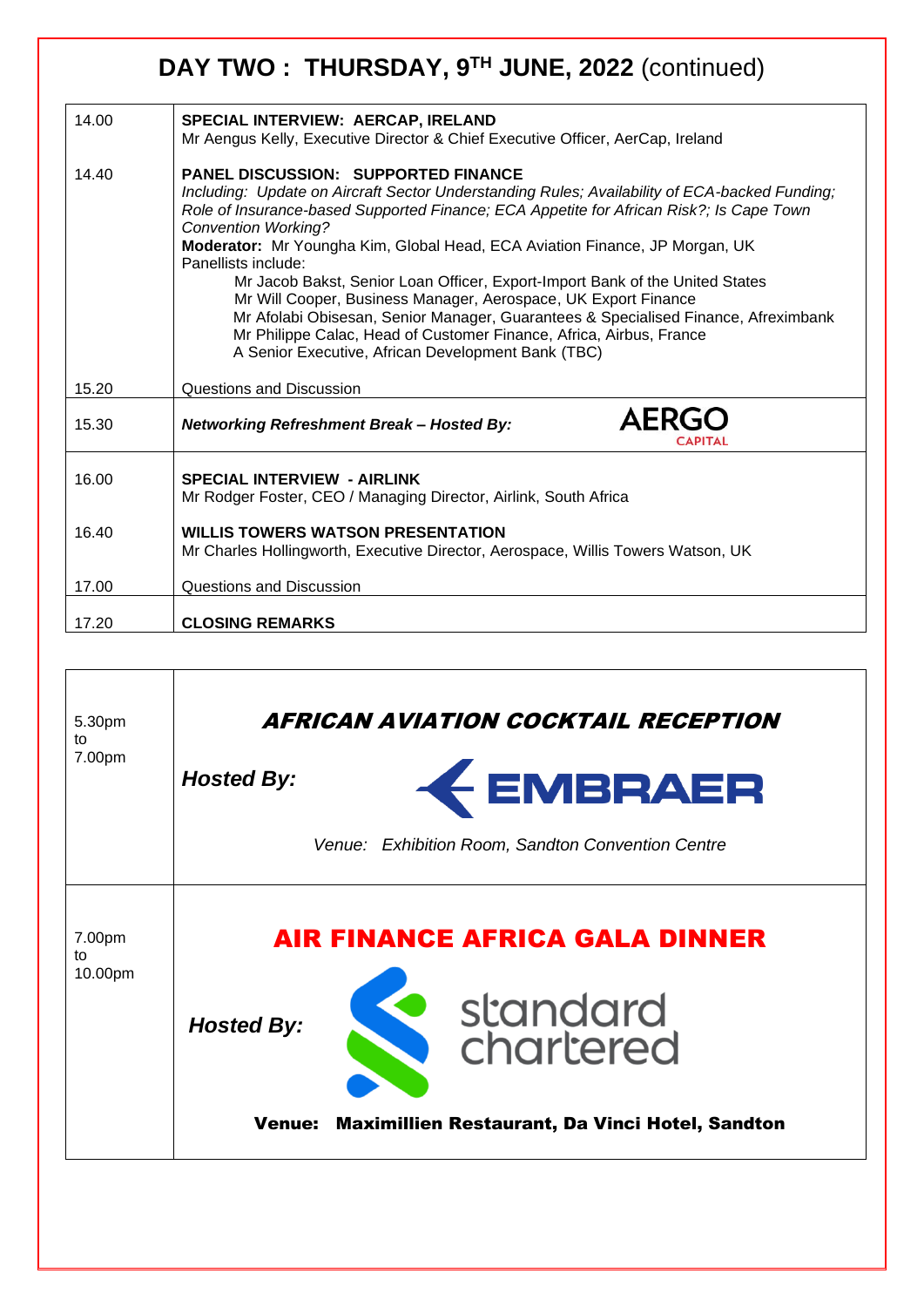# DAY TWO : THURSDAY, 9TH JUNE, 2022 (continued)

| | |
|---|---|
| 14.00 | **SPECIAL INTERVIEW: AERCAP, IRELAND**<br>Mr Aengus Kelly, Executive Director & Chief Executive Officer, AerCap, Ireland |
| 14.40 | **PANEL DISCUSSION: SUPPORTED FINANCE**<br>*Including: Update on Aircraft Sector Understanding Rules; Availability of ECA-backed Funding; Role of Insurance-based Supported Finance; ECA Appetite for African Risk?; Is Cape Town Convention Working?*<br>**Moderator:** Mr Youngha Kim, Global Head, ECA Aviation Finance, JP Morgan, UK<br>Panellists include:<br>Mr Jacob Bakst, Senior Loan Officer, Export-Import Bank of the United States<br>Mr Will Cooper, Business Manager, Aerospace, UK Export Finance<br>Mr Afolabi Obisesan, Senior Manager, Guarantees & Specialised Finance, Afreximbank<br>Mr Philippe Calac, Head of Customer Finance, Africa, Airbus, France<br>A Senior Executive, African Development Bank (TBC) |
| 15.20 | Questions and Discussion |
| 15.30 | ***Networking Refreshment Break – Hosted By:*** AERGO CAPITAL |
| 16.00 | **SPECIAL INTERVIEW - AIRLINK**<br>Mr Rodger Foster, CEO / Managing Director, Airlink, South Africa |
| 16.40 | **WILLIS TOWERS WATSON PRESENTATION**<br>Mr Charles Hollingworth, Executive Director, Aerospace, Willis Towers Watson, UK |
| 17.00 | Questions and Discussion |
| 17.20 | **CLOSING REMARKS** |

| | |
|---|---|
| 5.30pm to 7.00pm | ***AFRICAN AVIATION COCKTAIL RECEPTION***<br>***Hosted By:*** EMBRAER<br>*Venue: Exhibition Room, Sandton Convention Centre* |
| 7.00pm to 10.00pm | **AIR FINANCE AFRICA GALA DINNER**<br>***Hosted By:*** standard chartered<br>**Venue: Maximillien Restaurant, Da Vinci Hotel, Sandton** |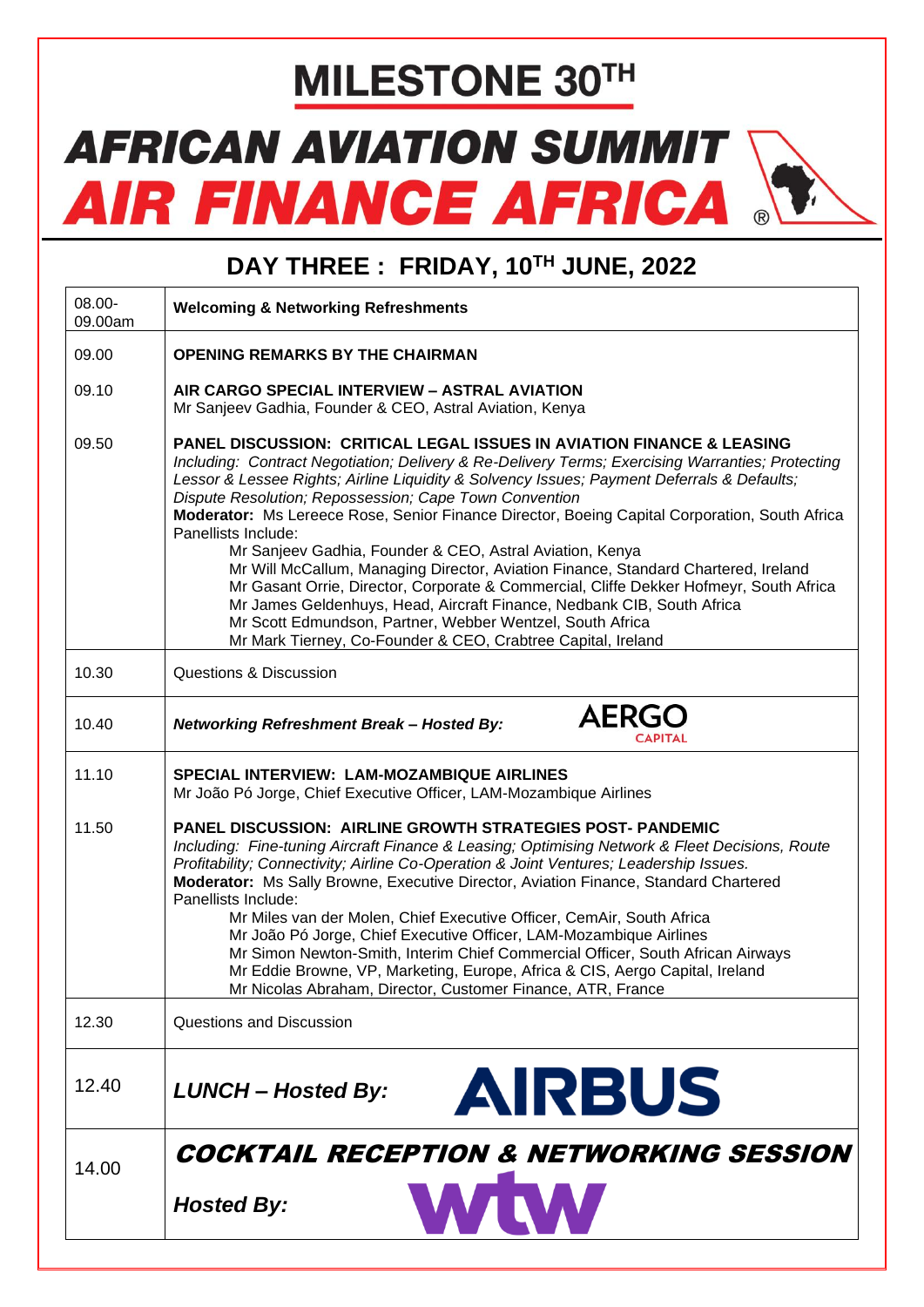# MILESTONE 30TH

# AFRICAN AVIATION SUMMIT
# AIR FINANCE AFRICA ®

## DAY THREE : FRIDAY, 10TH JUNE, 2022

| | |
|---|---|
| 08.00-09.00am | **Welcoming & Networking Refreshments** |
| 09.00 | **OPENING REMARKS BY THE CHAIRMAN** |
| 09.10 | **AIR CARGO SPECIAL INTERVIEW – ASTRAL AVIATION**<br>Mr Sanjeev Gadhia, Founder & CEO, Astral Aviation, Kenya |
| 09.50 | **PANEL DISCUSSION: CRITICAL LEGAL ISSUES IN AVIATION FINANCE & LEASING**<br>*Including: Contract Negotiation; Delivery & Re-Delivery Terms; Exercising Warranties; Protecting Lessor & Lessee Rights; Airline Liquidity & Solvency Issues; Payment Deferrals & Defaults; Dispute Resolution; Repossession; Cape Town Convention*<br>**Moderator:** Ms Lereece Rose, Senior Finance Director, Boeing Capital Corporation, South Africa<br>Panellists Include:<br>Mr Sanjeev Gadhia, Founder & CEO, Astral Aviation, Kenya<br>Mr Will McCallum, Managing Director, Aviation Finance, Standard Chartered, Ireland<br>Mr Gasant Orrie, Director, Corporate & Commercial, Cliffe Dekker Hofmeyr, South Africa<br>Mr James Geldenhuys, Head, Aircraft Finance, Nedbank CIB, South Africa<br>Mr Scott Edmundson, Partner, Webber Wentzel, South Africa<br>Mr Mark Tierney, Co-Founder & CEO, Crabtree Capital, Ireland |
| 10.30 | Questions & Discussion |
| 10.40 | ***Networking Refreshment Break – Hosted By:*** AERGO CAPITAL |
| 11.10 | **SPECIAL INTERVIEW: LAM-MOZAMBIQUE AIRLINES**<br>Mr João Pó Jorge, Chief Executive Officer, LAM-Mozambique Airlines |
| 11.50 | **PANEL DISCUSSION: AIRLINE GROWTH STRATEGIES POST- PANDEMIC**<br>*Including: Fine-tuning Aircraft Finance & Leasing; Optimising Network & Fleet Decisions, Route Profitability; Connectivity; Airline Co-Operation & Joint Ventures; Leadership Issues.*<br>**Moderator:** Ms Sally Browne, Executive Director, Aviation Finance, Standard Chartered<br>Panellists Include:<br>Mr Miles van der Molen, Chief Executive Officer, CemAir, South Africa<br>Mr João Pó Jorge, Chief Executive Officer, LAM-Mozambique Airlines<br>Mr Simon Newton-Smith, Interim Chief Commercial Officer, South African Airways<br>Mr Eddie Browne, VP, Marketing, Europe, Africa & CIS, Aergo Capital, Ireland<br>Mr Nicolas Abraham, Director, Customer Finance, ATR, France |
| 12.30 | Questions and Discussion |
| 12.40 | ***LUNCH – Hosted By:*** AIRBUS |
| 14.00 | ***COCKTAIL RECEPTION & NETWORKING SESSION***<br>***Hosted By:*** wtw |